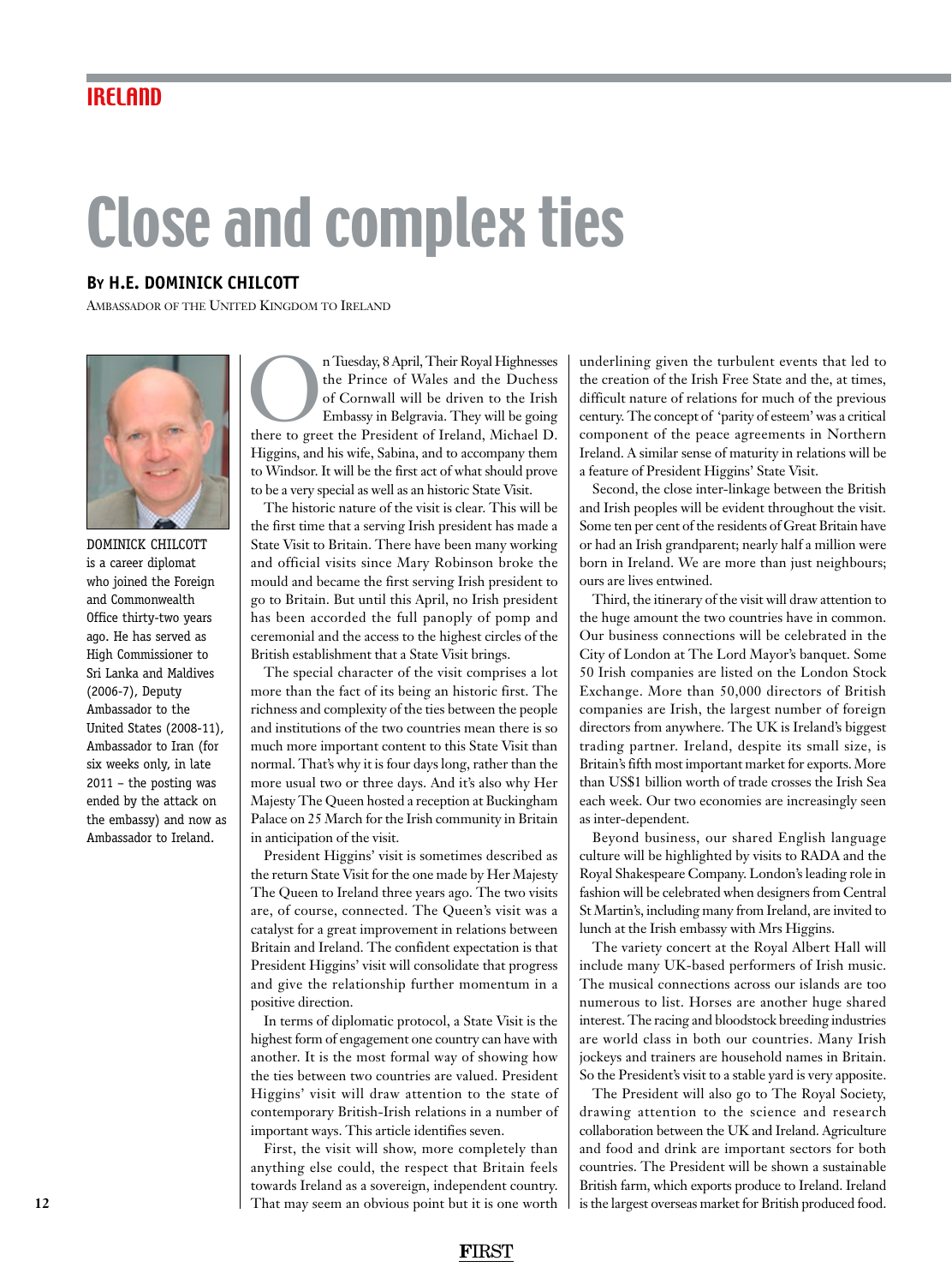IRELAND

# Close and complex ties

**By H.E. DOMINICK CHILCOTT**

AMBASSADOR OF THE UNITED KINGDOM TO IRELAND

DOMINICK CHILCOTT is a career diplomat who joined the Foreign and Commonwealth Office thirty-two years ago. He has served as High Commissioner to Sri Lanka and Maldives (2006-7), Deputy Ambassador to the United States (2008-11), Ambassador to Iran (for six weeks only, in late 2011 – the posting was ended by the attack on the embassy) and now as Ambassador to Ireland.

On Tuesday, 8 April, Their Royal Highnesses the Prince of Wales and the Duchess of Cornwall will be driven to the Irish Embassy in Belgravia. They will be going there to greet the President of Ireland, Michael D. Higgins, and his wife, Sabina, and to accompany them to Windsor. It will be the first act of what should prove to be a very special as well as an historic State Visit.

The historic nature of the visit is clear. This will be the first time that a serving Irish president has made a State Visit to Britain. There have been many working and official visits since Mary Robinson broke the mould and became the first serving Irish president to go to Britain. But until this April, no Irish president has been accorded the full panoply of pomp and ceremonial and the access to the highest circles of the British establishment that a State Visit brings.

The special character of the visit comprises a lot more than the fact of its being an historic first. The richness and complexity of the ties between the people and institutions of the two countries mean there is so much more important content to this State Visit than normal. That's why it is four days long, rather than the more usual two or three days. And it's also why Her Majesty The Queen hosted a reception at Buckingham Palace on 25 March for the Irish community in Britain in anticipation of the visit.

President Higgins' visit is sometimes described as the return State Visit for the one made by Her Majesty The Queen to Ireland three years ago. The two visits are, of course, connected. The Queen's visit was a catalyst for a great improvement in relations between Britain and Ireland. The confident expectation is that President Higgins' visit will consolidate that progress and give the relationship further momentum in a positive direction.

In terms of diplomatic protocol, a State Visit is the highest form of engagement one country can have with another. It is the most formal way of showing how the ties between two countries are valued. President Higgins' visit will draw attention to the state of contemporary British-Irish relations in a number of important ways. This article identifies seven.

First, the visit will show, more completely than anything else could, the respect that Britain feels towards Ireland as a sovereign, independent country. That may seem an obvious point but it is one worth underlining given the turbulent events that led to the creation of the Irish Free State and the, at times, difficult nature of relations for much of the previous century. The concept of 'parity of esteem' was a critical component of the peace agreements in Northern Ireland. A similar sense of maturity in relations will be a feature of President Higgins' State Visit.

Second, the close inter-linkage between the British and Irish peoples will be evident throughout the visit. Some ten per cent of the residents of Great Britain have or had an Irish grandparent; nearly half a million were born in Ireland. We are more than just neighbours; ours are lives entwined.

Third, the itinerary of the visit will draw attention to the huge amount the two countries have in common. Our business connections will be celebrated in the City of London at The Lord Mayor's banquet. Some 50 Irish companies are listed on the London Stock Exchange. More than 50,000 directors of British companies are Irish, the largest number of foreign directors from anywhere. The UK is Ireland's biggest trading partner. Ireland, despite its small size, is Britain's fifth most important market for exports. More than US$1 billion worth of trade crosses the Irish Sea each week. Our two economies are increasingly seen as inter-dependent.

Beyond business, our shared English language culture will be highlighted by visits to RADA and the Royal Shakespeare Company. London's leading role in fashion will be celebrated when designers from Central St Martin's, including many from Ireland, are invited to lunch at the Irish embassy with Mrs Higgins.

The variety concert at the Royal Albert Hall will include many UK-based performers of Irish music. The musical connections across our islands are too numerous to list. Horses are another huge shared interest. The racing and bloodstock breeding industries are world class in both our countries. Many Irish jockeys and trainers are household names in Britain. So the President's visit to a stable yard is very apposite.

The President will also go to The Royal Society, drawing attention to the science and research collaboration between the UK and Ireland. Agriculture and food and drink are important sectors for both countries. The President will be shown a sustainable British farm, which exports produce to Ireland. Ireland is the largest overseas market for British produced food.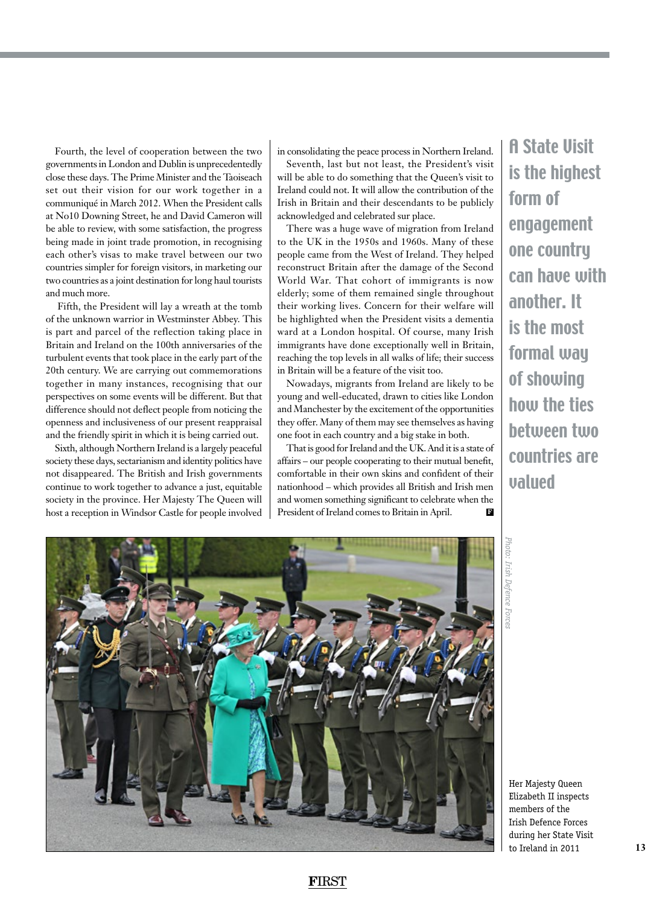Fourth, the level of cooperation between the two governments in London and Dublin is unprecedentedly close these days. The Prime Minister and the Taoiseach set out their vision for our work together in a communiqué in March 2012. When the President calls at No10 Downing Street, he and David Cameron will be able to review, with some satisfaction, the progress being made in joint trade promotion, in recognising each other's visas to make travel between our two countries simpler for foreign visitors, in marketing our two countries as a joint destination for long haul tourists and much more.

Fifth, the President will lay a wreath at the tomb of the unknown warrior in Westminster Abbey. This is part and parcel of the reflection taking place in Britain and Ireland on the 100th anniversaries of the turbulent events that took place in the early part of the 20th century. We are carrying out commemorations together in many instances, recognising that our perspectives on some events will be different. But that difference should not deflect people from noticing the openness and inclusiveness of our present reappraisal and the friendly spirit in which it is being carried out.

Sixth, although Northern Ireland is a largely peaceful society these days, sectarianism and identity politics have not disappeared. The British and Irish governments continue to work together to advance a just, equitable society in the province. Her Majesty The Queen will host a reception in Windsor Castle for people involved in consolidating the peace process in Northern Ireland.

Seventh, last but not least, the President's visit will be able to do something that the Queen's visit to Ireland could not. It will allow the contribution of the Irish in Britain and their descendants to be publicly acknowledged and celebrated sur place.

There was a huge wave of migration from Ireland to the UK in the 1950s and 1960s. Many of these people came from the West of Ireland. They helped reconstruct Britain after the damage of the Second World War. That cohort of immigrants is now elderly; some of them remained single throughout their working lives. Concern for their welfare will be highlighted when the President visits a dementia ward at a London hospital. Of course, many Irish immigrants have done exceptionally well in Britain, reaching the top levels in all walks of life; their success in Britain will be a feature of the visit too.

Nowadays, migrants from Ireland are likely to be young and well-educated, drawn to cities like London and Manchester by the excitement of the opportunities they offer. Many of them may see themselves as having one foot in each country and a big stake in both.

That is good for Ireland and the UK. And it is a state of affairs – our people cooperating to their mutual benefit, comfortable in their own skins and confident of their nationhood – which provides all British and Irish men and women something significant to celebrate when the President of Ireland comes to Britain in April.

**A State Visit is the highest form of engagement one country can have with another. It is the most formal way of showing how the ties between two countries are valued**

*Photo: Irish Defence Forces*

Her Majesty Queen Elizabeth II inspects members of the Irish Defence Forces during her State Visit to Ireland in 2011